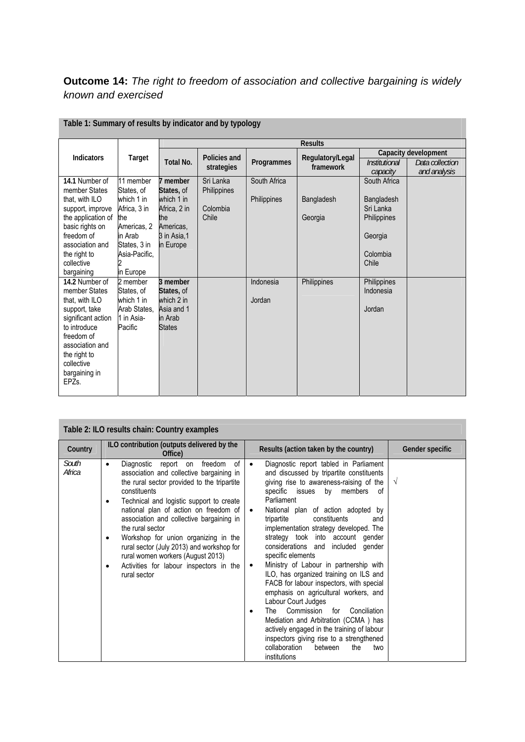**Outcome 14:** *The right to freedom of association and collective bargaining is widely known and exercised*

**Table 1: Summary of results by indicator and by typology**

| Indicators | Target | Results | | | | | |
|---|---|---|---|---|---|---|---|
| | | Total No. | Policies and strategies | Programmes | Regulatory/Legal framework | Capacity development | |
| | | | | | | *Institutional capacity* | *Data collection and analysis* |
| **14.1** Number of member States that, with ILO support, improve the application of basic rights on freedom of association and the right to collective bargaining | 11 member States, of which 1 in Africa, 3 in the Americas, 2 in Arab States, 3 in Asia-Pacific, 2 in Europe | **7 member States,** of which 1 in Africa, 2 in the Americas, 3 in Asia,1 in Europe | Sri Lanka<br>Philippines<br>Colombia<br>Chile | South Africa<br>Philippines | Bangladesh<br>Georgia | South Africa<br>Bangladesh<br>Sri Lanka<br>Philippines<br>Georgia<br>Colombia<br>Chile | |
| **14.2** Number of member States that, with ILO support, take significant action to introduce freedom of association and the right to collective bargaining in EPZs. | 2 member States, of which 1 in Arab States, 1 in Asia-Pacific | **3 member States,** of which 2 in Asia and 1 in Arab States | | Indonesia<br>Jordan | Philippines | Philippines<br>Indonesia<br>Jordan | |

**Table 2: ILO results chain: Country examples**

| Country | ILO contribution (outputs delivered by the Office) | Results (action taken by the country) | Gender specific |
|---|---|---|---|
| *South Africa* | • Diagnostic report on freedom of association and collective bargaining in the rural sector provided to the tripartite constituents<br>• Technical and logistic support to create national plan of action on freedom of association and collective bargaining in the rural sector<br>• Workshop for union organizing in the rural sector (July 2013) and workshop for rural women workers (August 2013)<br>• Activities for labour inspectors in the rural sector | • Diagnostic report tabled in Parliament and discussed by tripartite constituents giving rise to awareness-raising of the specific issues by members of Parliament<br>• National plan of action adopted by tripartite constituents and implementation strategy developed. The strategy took into account gender considerations and included gender specific elements<br>• Ministry of Labour in partnership with ILO, has organized training on ILS and FACB for labour inspectors, with special emphasis on agricultural workers, and Labour Court Judges<br>• The Commission for Conciliation Mediation and Arbitration (CCMA ) has actively engaged in the training of labour inspectors giving rise to a strengthened collaboration between the two institutions | √ |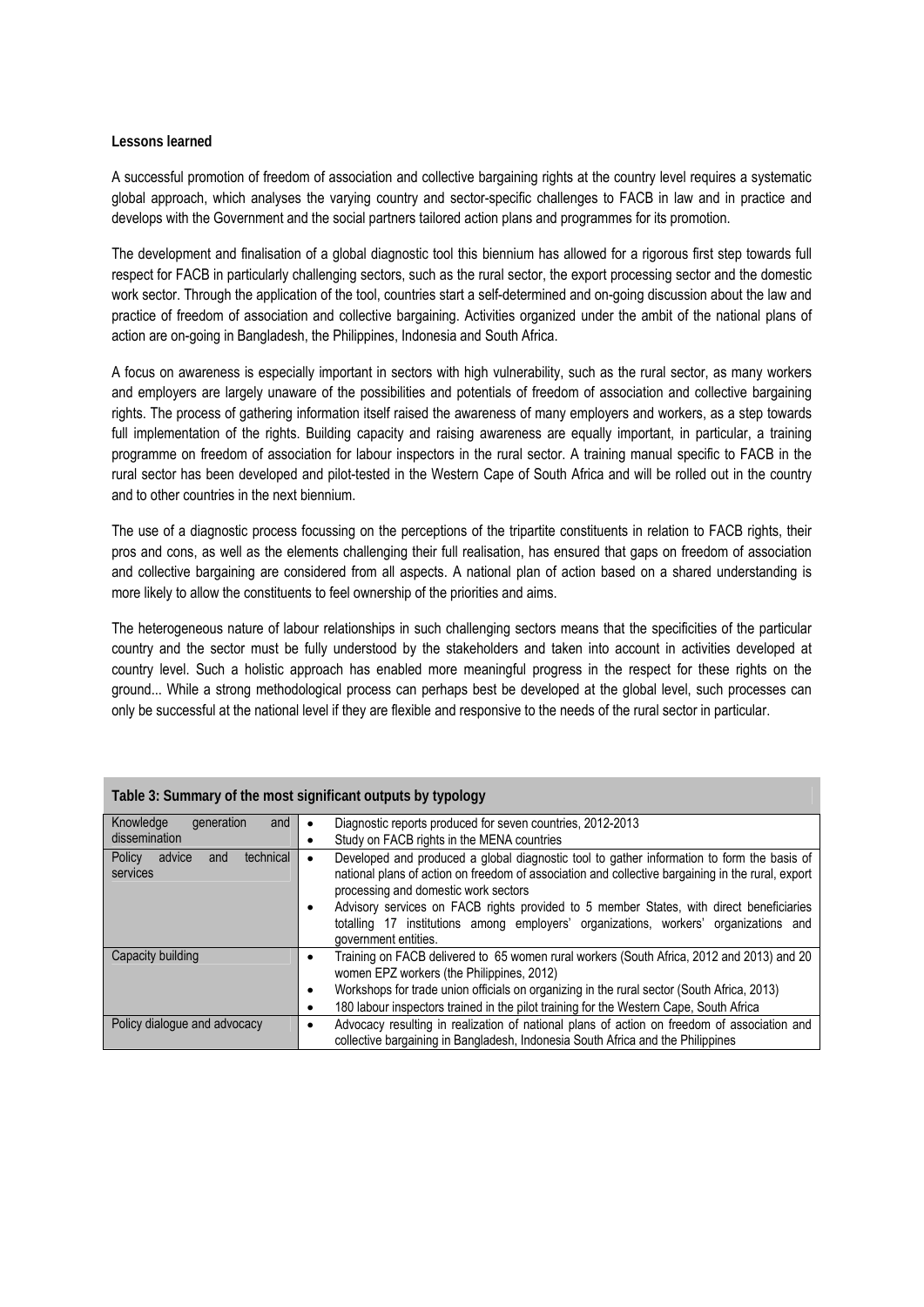**Lessons learned**

A successful promotion of freedom of association and collective bargaining rights at the country level requires a systematic global approach, which analyses the varying country and sector-specific challenges to FACB in law and in practice and develops with the Government and the social partners tailored action plans and programmes for its promotion.

The development and finalisation of a global diagnostic tool this biennium has allowed for a rigorous first step towards full respect for FACB in particularly challenging sectors, such as the rural sector, the export processing sector and the domestic work sector. Through the application of the tool, countries start a self-determined and on-going discussion about the law and practice of freedom of association and collective bargaining. Activities organized under the ambit of the national plans of action are on-going in Bangladesh, the Philippines, Indonesia and South Africa.

A focus on awareness is especially important in sectors with high vulnerability, such as the rural sector, as many workers and employers are largely unaware of the possibilities and potentials of freedom of association and collective bargaining rights. The process of gathering information itself raised the awareness of many employers and workers, as a step towards full implementation of the rights. Building capacity and raising awareness are equally important, in particular, a training programme on freedom of association for labour inspectors in the rural sector. A training manual specific to FACB in the rural sector has been developed and pilot-tested in the Western Cape of South Africa and will be rolled out in the country and to other countries in the next biennium.

The use of a diagnostic process focussing on the perceptions of the tripartite constituents in relation to FACB rights, their pros and cons, as well as the elements challenging their full realisation, has ensured that gaps on freedom of association and collective bargaining are considered from all aspects. A national plan of action based on a shared understanding is more likely to allow the constituents to feel ownership of the priorities and aims.

The heterogeneous nature of labour relationships in such challenging sectors means that the specificities of the particular country and the sector must be fully understood by the stakeholders and taken into account in activities developed at country level. Such a holistic approach has enabled more meaningful progress in the respect for these rights on the ground... While a strong methodological process can perhaps best be developed at the global level, such processes can only be successful at the national level if they are flexible and responsive to the needs of the rural sector in particular.

**Table 3: Summary of the most significant outputs by typology**

| | |
|---|---|
| Knowledge generation and dissemination | • Diagnostic reports produced for seven countries, 2012-2013<br>• Study on FACB rights in the MENA countries |
| Policy advice and technical services | • Developed and produced a global diagnostic tool to gather information to form the basis of national plans of action on freedom of association and collective bargaining in the rural, export processing and domestic work sectors<br>• Advisory services on FACB rights provided to 5 member States, with direct beneficiaries totalling 17 institutions among employers' organizations, workers' organizations and government entities. |
| Capacity building | • Training on FACB delivered to 65 women rural workers (South Africa, 2012 and 2013) and 20 women EPZ workers (the Philippines, 2012)<br>• Workshops for trade union officials on organizing in the rural sector (South Africa, 2013)<br>• 180 labour inspectors trained in the pilot training for the Western Cape, South Africa |
| Policy dialogue and advocacy | • Advocacy resulting in realization of national plans of action on freedom of association and collective bargaining in Bangladesh, Indonesia South Africa and the Philippines |